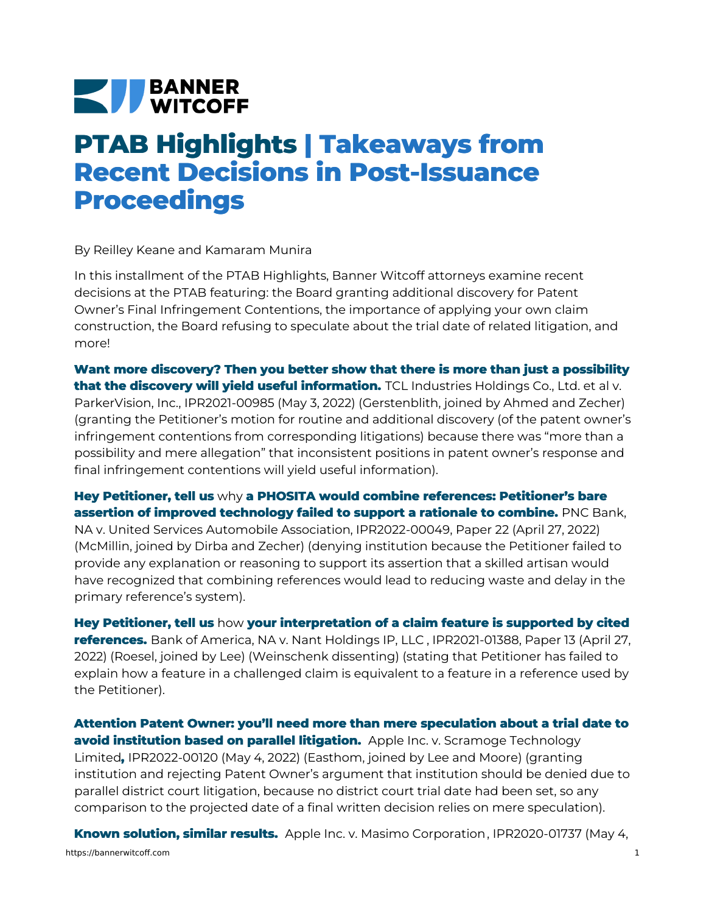BANNER WITCOFF

# PTAB Highlights | Takeaways from Recent Decisions in Post-Issuance Proceedings

By Reilley Keane and Kamaram Munira

In this installment of the PTAB Highlights, Banner Witcoff attorneys examine recent decisions at the PTAB featuring: the Board granting additional discovery for Patent Owner's Final Infringement Contentions, the importance of applying your own claim construction, the Board refusing to speculate about the trial date of related litigation, and more!

**Want more discovery? Then you better show that there is more than just a possibility that the discovery will yield useful information.** TCL Industries Holdings Co., Ltd. et al v. ParkerVision, Inc., IPR2021-00985 (May 3, 2022) (Gerstenblith, joined by Ahmed and Zecher) (granting the Petitioner's motion for routine and additional discovery (of the patent owner's infringement contentions from corresponding litigations) because there was "more than a possibility and mere allegation" that inconsistent positions in patent owner's response and final infringement contentions will yield useful information).

**Hey Petitioner, tell us** why **a PHOSITA would combine references: Petitioner's bare assertion of improved technology failed to support a rationale to combine.** PNC Bank, NA v. United Services Automobile Association, IPR2022-00049, Paper 22 (April 27, 2022) (McMillin, joined by Dirba and Zecher) (denying institution because the Petitioner failed to provide any explanation or reasoning to support its assertion that a skilled artisan would have recognized that combining references would lead to reducing waste and delay in the primary reference's system).

**Hey Petitioner, tell us** how **your interpretation of a claim feature is supported by cited references.** Bank of America, NA v. Nant Holdings IP, LLC , IPR2021-01388, Paper 13 (April 27, 2022) (Roesel, joined by Lee) (Weinschenk dissenting) (stating that Petitioner has failed to explain how a feature in a challenged claim is equivalent to a feature in a reference used by the Petitioner).

**Attention Patent Owner: you'll need more than mere speculation about a trial date to avoid institution based on parallel litigation.** Apple Inc. v. Scramoge Technology Limited**,** IPR2022-00120 (May 4, 2022) (Easthom, joined by Lee and Moore) (granting institution and rejecting Patent Owner's argument that institution should be denied due to parallel district court litigation, because no district court trial date had been set, so any comparison to the projected date of a final written decision relies on mere speculation).

**Known solution, similar results.** Apple Inc. v. Masimo Corporation , IPR2020-01737 (May 4,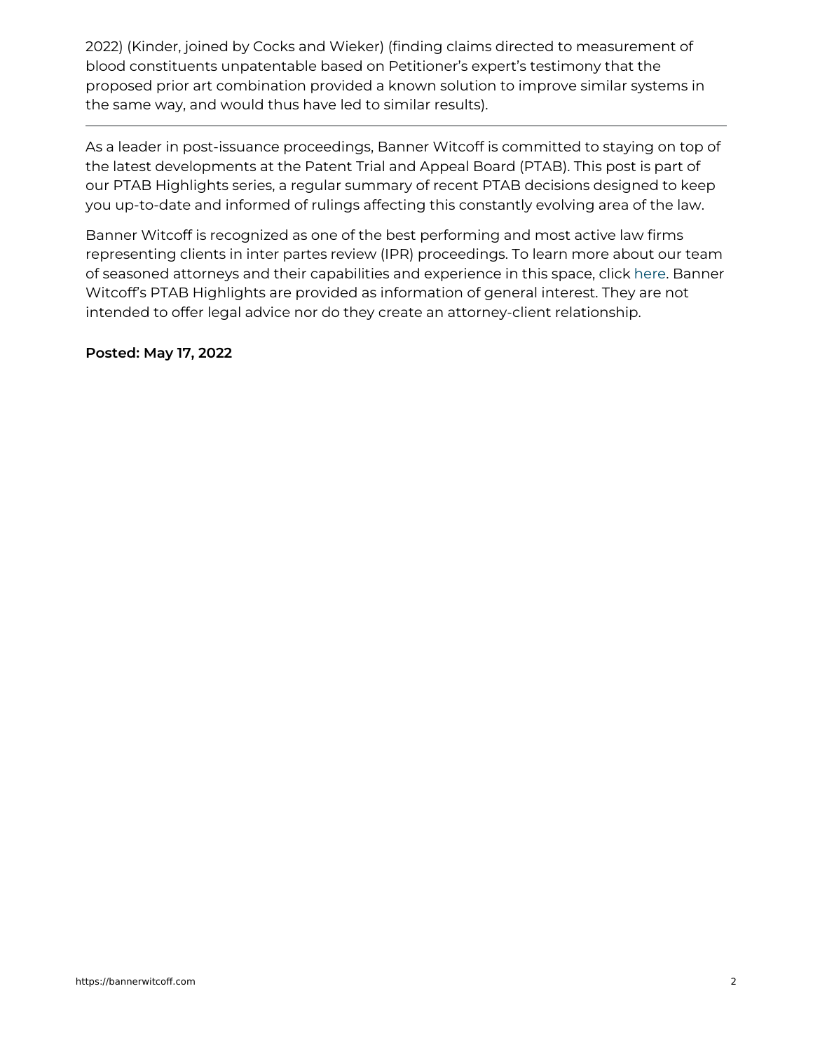2022) (Kinder, joined by Cocks and Wieker) (finding claims directed to measurement of blood constituents unpatentable based on Petitioner's expert's testimony that the proposed prior art combination provided a known solution to improve similar systems in the same way, and would thus have led to similar results).

---

As a leader in post-issuance proceedings, Banner Witcoff is committed to staying on top of the latest developments at the Patent Trial and Appeal Board (PTAB). This post is part of our PTAB Highlights series, a regular summary of recent PTAB decisions designed to keep you up-to-date and informed of rulings affecting this constantly evolving area of the law.

Banner Witcoff is recognized as one of the best performing and most active law firms representing clients in inter partes review (IPR) proceedings. To learn more about our team of seasoned attorneys and their capabilities and experience in this space, click here. Banner Witcoff's PTAB Highlights are provided as information of general interest. They are not intended to offer legal advice nor do they create an attorney-client relationship.

**Posted: May 17, 2022**